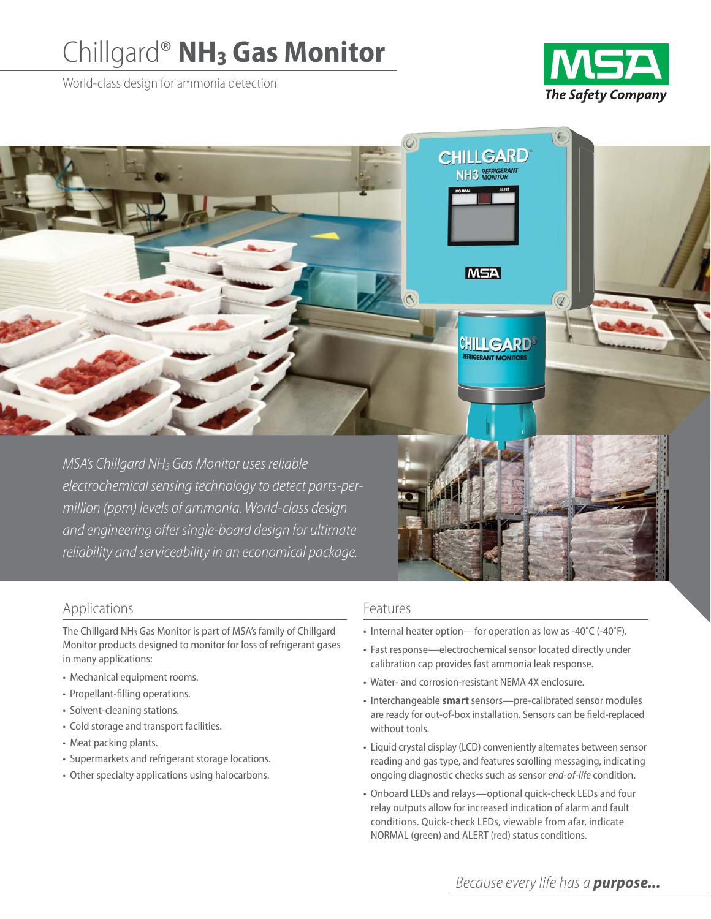# Chillgard® $NH_3$ Gas Monitor

World-class design for ammonia detection

*MSA's Chillgard $NH_3$ Gas Monitor uses reliable electrochemical sensing technology to detect parts-per-million (ppm) levels of ammonia. World-class design and engineering offer single-board design for ultimate reliability and serviceability in an economical package.*

## Applications

The Chillgard $NH_3$ Gas Monitor is part of MSA's family of Chillgard Monitor products designed to monitor for loss of refrigerant gases in many applications:

- Mechanical equipment rooms.
- Propellant-filling operations.
- Solvent-cleaning stations.
- Cold storage and transport facilities.
- Meat packing plants.
- Supermarkets and refrigerant storage locations.
- Other specialty applications using halocarbons.

## Features

- Internal heater option—for operation as low as -40˚C (-40˚F).
- Fast response—electrochemical sensor located directly under calibration cap provides fast ammonia leak response.
- Water- and corrosion-resistant NEMA 4X enclosure.
- Interchangeable **smart** sensors—pre-calibrated sensor modules are ready for out-of-box installation. Sensors can be field-replaced without tools.
- Liquid crystal display (LCD) conveniently alternates between sensor reading and gas type, and features scrolling messaging, indicating ongoing diagnostic checks such as sensor *end-of-life* condition.
- Onboard LEDs and relays—optional quick-check LEDs and four relay outputs allow for increased indication of alarm and fault conditions. Quick-check LEDs, viewable from afar, indicate NORMAL (green) and ALERT (red) status conditions.

*Because every life has a* ***purpose...***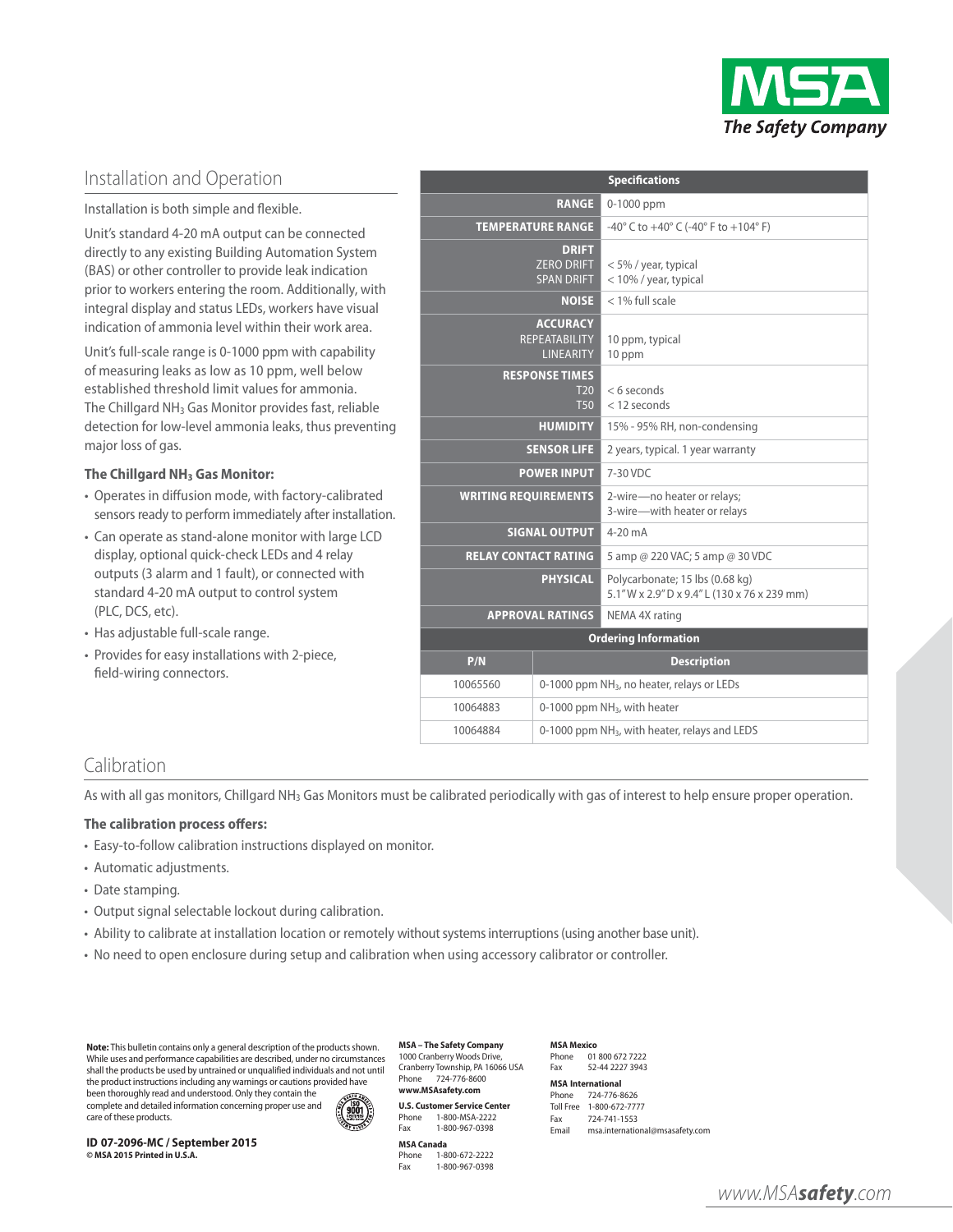## Installation and Operation

Installation is both simple and flexible.

Unit's standard 4-20 mA output can be connected directly to any existing Building Automation System (BAS) or other controller to provide leak indication prior to workers entering the room. Additionally, with integral display and status LEDs, workers have visual indication of ammonia level within their work area.

Unit's full-scale range is 0-1000 ppm with capability of measuring leaks as low as 10 ppm, well below established threshold limit values for ammonia. The Chillgard $NH_3$ Gas Monitor provides fast, reliable detection for low-level ammonia leaks, thus preventing major loss of gas.

**The Chillgard $NH_3$ Gas Monitor:**

- Operates in diffusion mode, with factory-calibrated sensors ready to perform immediately after installation.
- Can operate as stand-alone monitor with large LCD display, optional quick-check LEDs and 4 relay outputs (3 alarm and 1 fault), or connected with standard 4-20 mA output to control system (PLC, DCS, etc).
- Has adjustable full-scale range.
- Provides for easy installations with 2-piece, field-wiring connectors.

| Specifications | |
|---|---|
| **RANGE** | 0-1000 ppm |
| **TEMPERATURE RANGE** | -40° C to +40° C (-40° F to +104° F) |
| **DRIFT** ZERO DRIFT / SPAN DRIFT | < 5% / year, typical; < 10% / year, typical |
| **NOISE** | < 1% full scale |
| **ACCURACY** REPEATABILITY / LINEARITY | 10 ppm, typical; 10 ppm |
| **RESPONSE TIMES** T20 / T50 | < 6 seconds; < 12 seconds |
| **HUMIDITY** | 15% - 95% RH, non-condensing |
| **SENSOR LIFE** | 2 years, typical. 1 year warranty |
| **POWER INPUT** | 7-30 VDC |
| **WRITING REQUIREMENTS** | 2-wire—no heater or relays; 3-wire—with heater or relays |
| **SIGNAL OUTPUT** | 4-20 mA |
| **RELAY CONTACT RATING** | 5 amp @ 220 VAC; 5 amp @ 30 VDC |
| **PHYSICAL** | Polycarbonate; 15 lbs (0.68 kg) 5.1" W x 2.9" D x 9.4" L (130 x 76 x 239 mm) |
| **APPROVAL RATINGS** | NEMA 4X rating |

**Ordering Information**

| P/N | Description |
|---|---|
| 10065560 | 0-1000 ppm $NH_3$, no heater, relays or LEDs |
| 10064883 | 0-1000 ppm $NH_3$, with heater |
| 10064884 | 0-1000 ppm $NH_3$, with heater, relays and LEDS |

## Calibration

As with all gas monitors, Chillgard $NH_3$ Gas Monitors must be calibrated periodically with gas of interest to help ensure proper operation.

**The calibration process offers:**

- Easy-to-follow calibration instructions displayed on monitor.
- Automatic adjustments.
- Date stamping.
- Output signal selectable lockout during calibration.
- Ability to calibrate at installation location or remotely without systems interruptions (using another base unit).
- No need to open enclosure during setup and calibration when using accessory calibrator or controller.

**Note:** This bulletin contains only a general description of the products shown. While uses and performance capabilities are described, under no circumstances shall the products be used by untrained or unqualified individuals and not until the product instructions including any warnings or cautions provided have been thoroughly read and understood. Only they contain the complete and detailed information concerning proper use and care of these products.

**ID 07-2096-MC / September 2015**
**© MSA 2015 Printed in U.S.A.**

**MSA – The Safety Company**
1000 Cranberry Woods Drive,
Cranberry Township, PA 16066 USA
Phone 724-776-8600
**www.MSAsafety.com**

**U.S. Customer Service Center**
Phone 1-800-MSA-2222
Fax 1-800-967-0398

**MSA Canada**
Phone 1-800-672-2222
Fax 1-800-967-0398

**MSA Mexico**
Phone 01 800 672 7222
Fax 52-44 2227 3943

**MSA International**
Phone 724-776-8626
Toll Free 1-800-672-7777
Fax 724-741-1553
Email msa.international@msasafety.com

www.MSA***safety***.com